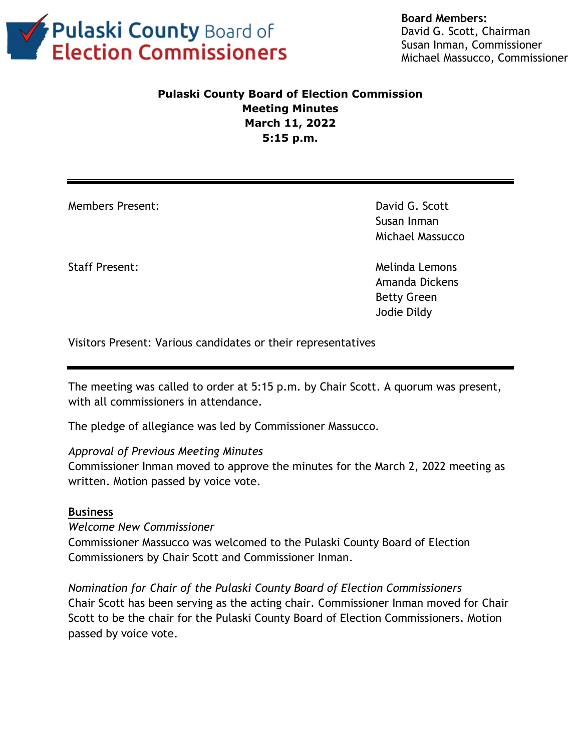Pulaski County Board of Election Commissioners

**Board Members:**
David G. Scott, Chairman
Susan Inman, Commissioner
Michael Massucco, Commissioner

# Pulaski County Board of Election Commission Meeting Minutes March 11, 2022 5:15 p.m.

---

| Members Present: | David G. Scott<br>Susan Inman<br>Michael Massucco |
|---|---|
| Staff Present: | Melinda Lemons<br>Amanda Dickens<br>Betty Green<br>Jodie Dildy |

Visitors Present: Various candidates or their representatives

---

The meeting was called to order at 5:15 p.m. by Chair Scott. A quorum was present, with all commissioners in attendance.

The pledge of allegiance was led by Commissioner Massucco.

*Approval of Previous Meeting Minutes*
Commissioner Inman moved to approve the minutes for the March 2, 2022 meeting as written. Motion passed by voice vote.

## Business

*Welcome New Commissioner*
Commissioner Massucco was welcomed to the Pulaski County Board of Election Commissioners by Chair Scott and Commissioner Inman.

*Nomination for Chair of the Pulaski County Board of Election Commissioners*
Chair Scott has been serving as the acting chair. Commissioner Inman moved for Chair Scott to be the chair for the Pulaski County Board of Election Commissioners. Motion passed by voice vote.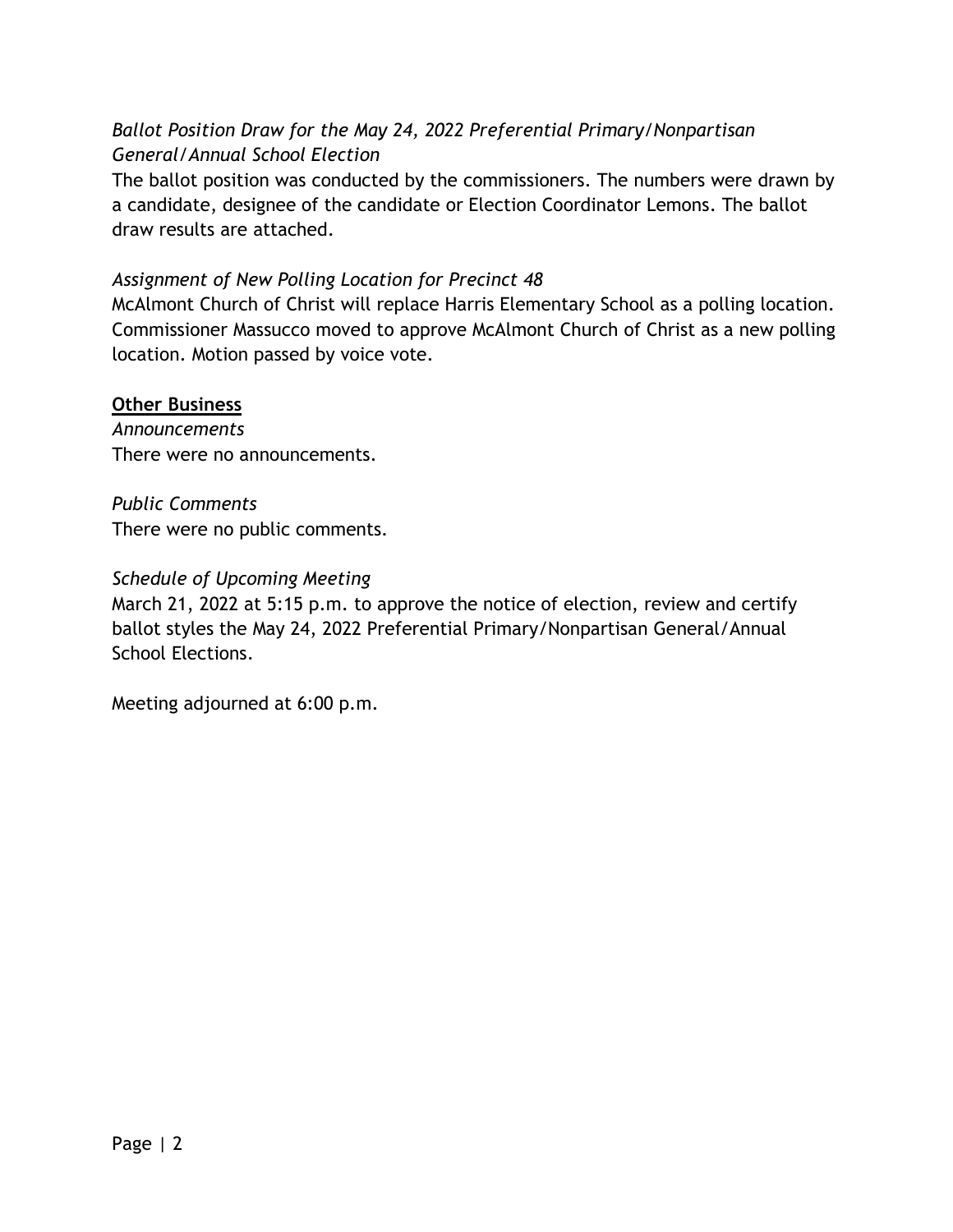*Ballot Position Draw for the May 24, 2022 Preferential Primary/Nonpartisan General/Annual School Election*

The ballot position was conducted by the commissioners. The numbers were drawn by a candidate, designee of the candidate or Election Coordinator Lemons. The ballot draw results are attached.

*Assignment of New Polling Location for Precinct 48*

McAlmont Church of Christ will replace Harris Elementary School as a polling location. Commissioner Massucco moved to approve McAlmont Church of Christ as a new polling location. Motion passed by voice vote.

**Other Business**

*Announcements*

There were no announcements.

*Public Comments*

There were no public comments.

*Schedule of Upcoming Meeting*

March 21, 2022 at 5:15 p.m. to approve the notice of election, review and certify ballot styles the May 24, 2022 Preferential Primary/Nonpartisan General/Annual School Elections.

Meeting adjourned at 6:00 p.m.